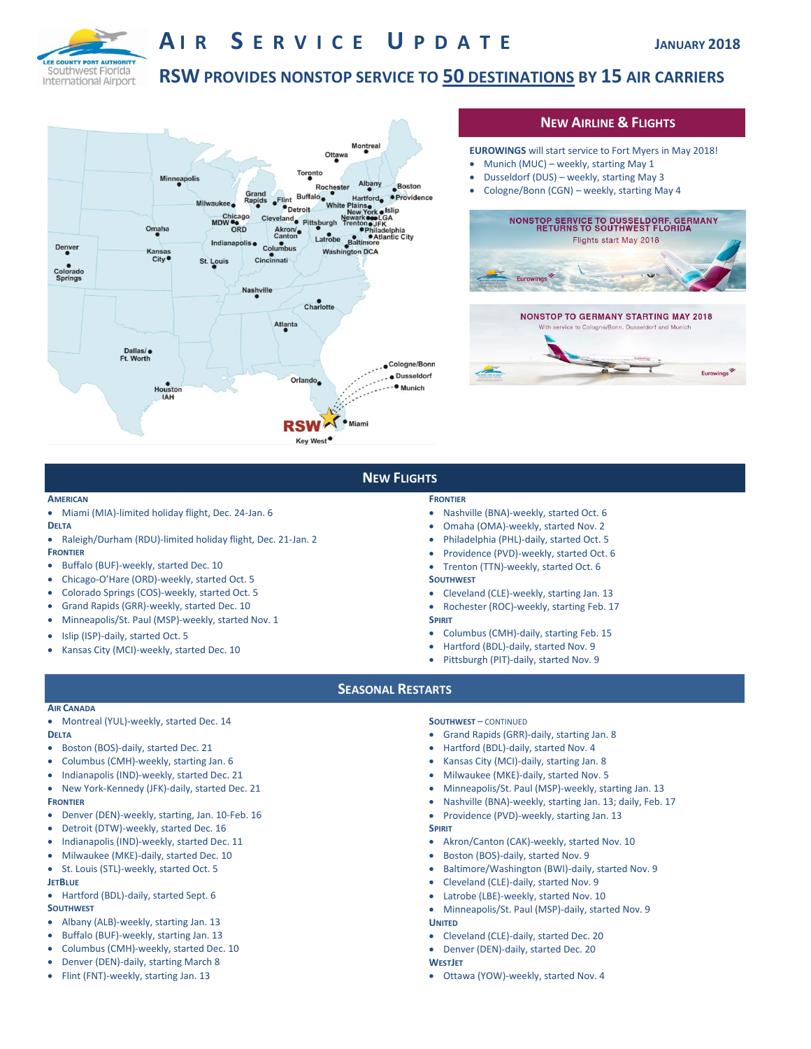# Air Service Update

**January 2018**

## RSW provides nonstop service to 50 destinations by 15 air carriers

## New Airline & Flights

**EUROWINGS** will start service to Fort Myers in May 2018!

- Munich (MUC) – weekly, starting May 1
- Dusseldorf (DUS) – weekly, starting May 3
- Cologne/Bonn (CGN) – weekly, starting May 4

## New Flights

**American**

- Miami (MIA)-limited holiday flight, Dec. 24-Jan. 6

**Delta**

- Raleigh/Durham (RDU)-limited holiday flight, Dec. 21-Jan. 2

**Frontier**

- Buffalo (BUF)-weekly, started Dec. 10
- Chicago-O'Hare (ORD)-weekly, started Oct. 5
- Colorado Springs (COS)-weekly, started Oct. 5
- Grand Rapids (GRR)-weekly, started Dec. 10
- Minneapolis/St. Paul (MSP)-weekly, started Nov. 1
- Islip (ISP)-daily, started Oct. 5
- Kansas City (MCI)-weekly, started Dec. 10

**Frontier**

- Nashville (BNA)-weekly, started Oct. 6
- Omaha (OMA)-weekly, started Nov. 2
- Philadelphia (PHL)-daily, started Oct. 5
- Providence (PVD)-weekly, started Oct. 6
- Trenton (TTN)-weekly, started Oct. 6

**Southwest**

- Cleveland (CLE)-weekly, starting Jan. 13
- Rochester (ROC)-weekly, starting Feb. 17

**Spirit**

- Columbus (CMH)-daily, starting Feb. 15
- Hartford (BDL)-daily, started Nov. 9
- Pittsburgh (PIT)-daily, started Nov. 9

## Seasonal Restarts

**Air Canada**

- Montreal (YUL)-weekly, started Dec. 14

**Delta**

- Boston (BOS)-daily, started Dec. 21
- Columbus (CMH)-weekly, starting Jan. 6
- Indianapolis (IND)-weekly, started Dec. 21
- New York-Kennedy (JFK)-daily, started Dec. 21

**Frontier**

- Denver (DEN)-weekly, starting, Jan. 10-Feb. 16
- Detroit (DTW)-weekly, started Dec. 16
- Indianapolis (IND)-weekly, started Dec. 11
- Milwaukee (MKE)-daily, started Dec. 10
- St. Louis (STL)-weekly, started Oct. 5

**JetBlue**

- Hartford (BDL)-daily, started Sept. 6

**Southwest**

- Albany (ALB)-weekly, starting Jan. 13
- Buffalo (BUF)-weekly, starting Jan. 13
- Columbus (CMH)-weekly, started Dec. 10
- Denver (DEN)-daily, starting March 8
- Flint (FNT)-weekly, starting Jan. 13

**Southwest** – continued

- Grand Rapids (GRR)-daily, starting Jan. 8
- Hartford (BDL)-daily, started Nov. 4
- Kansas City (MCI)-daily, starting Jan. 8
- Milwaukee (MKE)-daily, started Nov. 5
- Minneapolis/St. Paul (MSP)-weekly, starting Jan. 13
- Nashville (BNA)-weekly, starting Jan. 13; daily, Feb. 17
- Providence (PVD)-weekly, starting Jan. 13

**Spirit**

- Akron/Canton (CAK)-weekly, started Nov. 10
- Boston (BOS)-daily, started Nov. 9
- Baltimore/Washington (BWI)-daily, started Nov. 9
- Cleveland (CLE)-daily, started Nov. 9
- Latrobe (LBE)-weekly, started Nov. 10
- Minneapolis/St. Paul (MSP)-daily, started Nov. 9

**United**

- Cleveland (CLE)-daily, started Dec. 20
- Denver (DEN)-daily, started Dec. 20

**WestJet**

- Ottawa (YOW)-weekly, started Nov. 4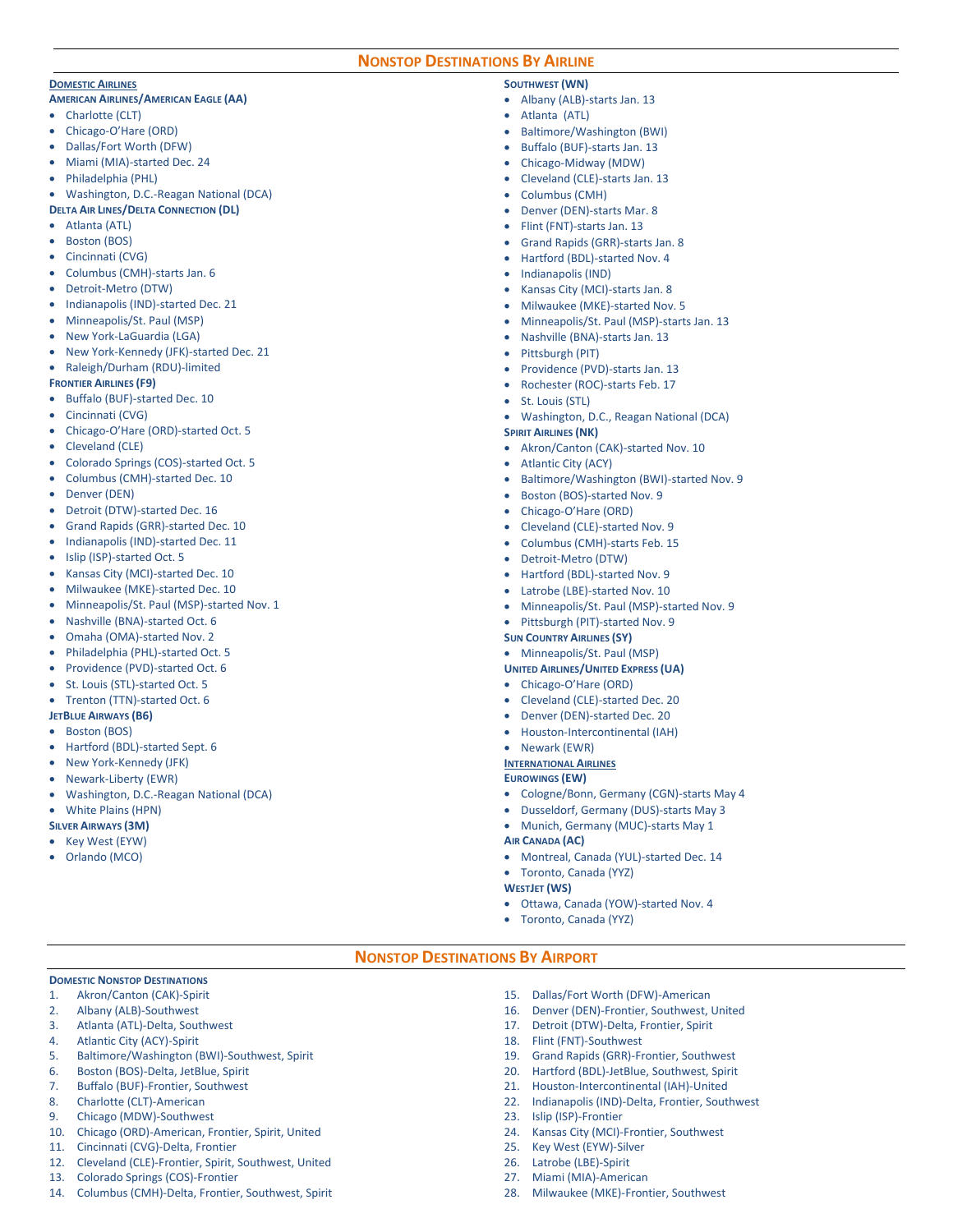## Nonstop Destinations By Airline

### Domestic Airlines

**American Airlines/American Eagle (AA)**

- Charlotte (CLT)
- Chicago-O'Hare (ORD)
- Dallas/Fort Worth (DFW)
- Miami (MIA)-started Dec. 24
- Philadelphia (PHL)
- Washington, D.C.-Reagan National (DCA)

**Delta Air Lines/Delta Connection (DL)**

- Atlanta (ATL)
- Boston (BOS)
- Cincinnati (CVG)
- Columbus (CMH)-starts Jan. 6
- Detroit-Metro (DTW)
- Indianapolis (IND)-started Dec. 21
- Minneapolis/St. Paul (MSP)
- New York-LaGuardia (LGA)
- New York-Kennedy (JFK)-started Dec. 21
- Raleigh/Durham (RDU)-limited

**Frontier Airlines (F9)**

- Buffalo (BUF)-started Dec. 10
- Cincinnati (CVG)
- Chicago-O'Hare (ORD)-started Oct. 5
- Cleveland (CLE)
- Colorado Springs (COS)-started Oct. 5
- Columbus (CMH)-started Dec. 10
- Denver (DEN)
- Detroit (DTW)-started Dec. 16
- Grand Rapids (GRR)-started Dec. 10
- Indianapolis (IND)-started Dec. 11
- Islip (ISP)-started Oct. 5
- Kansas City (MCI)-started Dec. 10
- Milwaukee (MKE)-started Dec. 10
- Minneapolis/St. Paul (MSP)-started Nov. 1
- Nashville (BNA)-started Oct. 6
- Omaha (OMA)-started Nov. 2
- Philadelphia (PHL)-started Oct. 5
- Providence (PVD)-started Oct. 6
- St. Louis (STL)-started Oct. 5
- Trenton (TTN)-started Oct. 6

**JetBlue Airways (B6)**

- Boston (BOS)
- Hartford (BDL)-started Sept. 6
- New York-Kennedy (JFK)
- Newark-Liberty (EWR)
- Washington, D.C.-Reagan National (DCA)
- White Plains (HPN)

**Silver Airways (3M)**

- Key West (EYW)
- Orlando (MCO)

**Southwest (WN)**

- Albany (ALB)-starts Jan. 13
- Atlanta (ATL)
- Baltimore/Washington (BWI)
- Buffalo (BUF)-starts Jan. 13
- Chicago-Midway (MDW)
- Cleveland (CLE)-starts Jan. 13
- Columbus (CMH)
- Denver (DEN)-starts Mar. 8
- Flint (FNT)-starts Jan. 13
- Grand Rapids (GRR)-starts Jan. 8
- Hartford (BDL)-started Nov. 4
- Indianapolis (IND)
- Kansas City (MCI)-starts Jan. 8
- Milwaukee (MKE)-started Nov. 5
- Minneapolis/St. Paul (MSP)-starts Jan. 13
- Nashville (BNA)-starts Jan. 13
- Pittsburgh (PIT)
- Providence (PVD)-starts Jan. 13
- Rochester (ROC)-starts Feb. 17
- St. Louis (STL)
- Washington, D.C., Reagan National (DCA)

**Spirit Airlines (NK)**

- Akron/Canton (CAK)-started Nov. 10
- Atlantic City (ACY)
- Baltimore/Washington (BWI)-started Nov. 9
- Boston (BOS)-started Nov. 9
- Chicago-O'Hare (ORD)
- Cleveland (CLE)-started Nov. 9
- Columbus (CMH)-starts Feb. 15
- Detroit-Metro (DTW)
- Hartford (BDL)-started Nov. 9
- Latrobe (LBE)-started Nov. 10
- Minneapolis/St. Paul (MSP)-started Nov. 9
- Pittsburgh (PIT)-started Nov. 9

**Sun Country Airlines (SY)**

- Minneapolis/St. Paul (MSP)

**United Airlines/United Express (UA)**

- Chicago-O'Hare (ORD)
- Cleveland (CLE)-started Dec. 20
- Denver (DEN)-started Dec. 20
- Houston-Intercontinental (IAH)
- Newark (EWR)

### International Airlines

**Eurowings (EW)**

- Cologne/Bonn, Germany (CGN)-starts May 4
- Dusseldorf, Germany (DUS)-starts May 3
- Munich, Germany (MUC)-starts May 1

**Air Canada (AC)**

- Montreal, Canada (YUL)-started Dec. 14
- Toronto, Canada (YYZ)

**WestJet (WS)**

- Ottawa, Canada (YOW)-started Nov. 4
- Toronto, Canada (YYZ)

## Nonstop Destinations By Airport

**Domestic Nonstop Destinations**

1. Akron/Canton (CAK)-Spirit
2. Albany (ALB)-Southwest
3. Atlanta (ATL)-Delta, Southwest
4. Atlantic City (ACY)-Spirit
5. Baltimore/Washington (BWI)-Southwest, Spirit
6. Boston (BOS)-Delta, JetBlue, Spirit
7. Buffalo (BUF)-Frontier, Southwest
8. Charlotte (CLT)-American
9. Chicago (MDW)-Southwest
10. Chicago (ORD)-American, Frontier, Spirit, United
11. Cincinnati (CVG)-Delta, Frontier
12. Cleveland (CLE)-Frontier, Spirit, Southwest, United
13. Colorado Springs (COS)-Frontier
14. Columbus (CMH)-Delta, Frontier, Southwest, Spirit
15. Dallas/Fort Worth (DFW)-American
16. Denver (DEN)-Frontier, Southwest, United
17. Detroit (DTW)-Delta, Frontier, Spirit
18. Flint (FNT)-Southwest
19. Grand Rapids (GRR)-Frontier, Southwest
20. Hartford (BDL)-JetBlue, Southwest, Spirit
21. Houston-Intercontinental (IAH)-United
22. Indianapolis (IND)-Delta, Frontier, Southwest
23. Islip (ISP)-Frontier
24. Kansas City (MCI)-Frontier, Southwest
25. Key West (EYW)-Silver
26. Latrobe (LBE)-Spirit
27. Miami (MIA)-American
28. Milwaukee (MKE)-Frontier, Southwest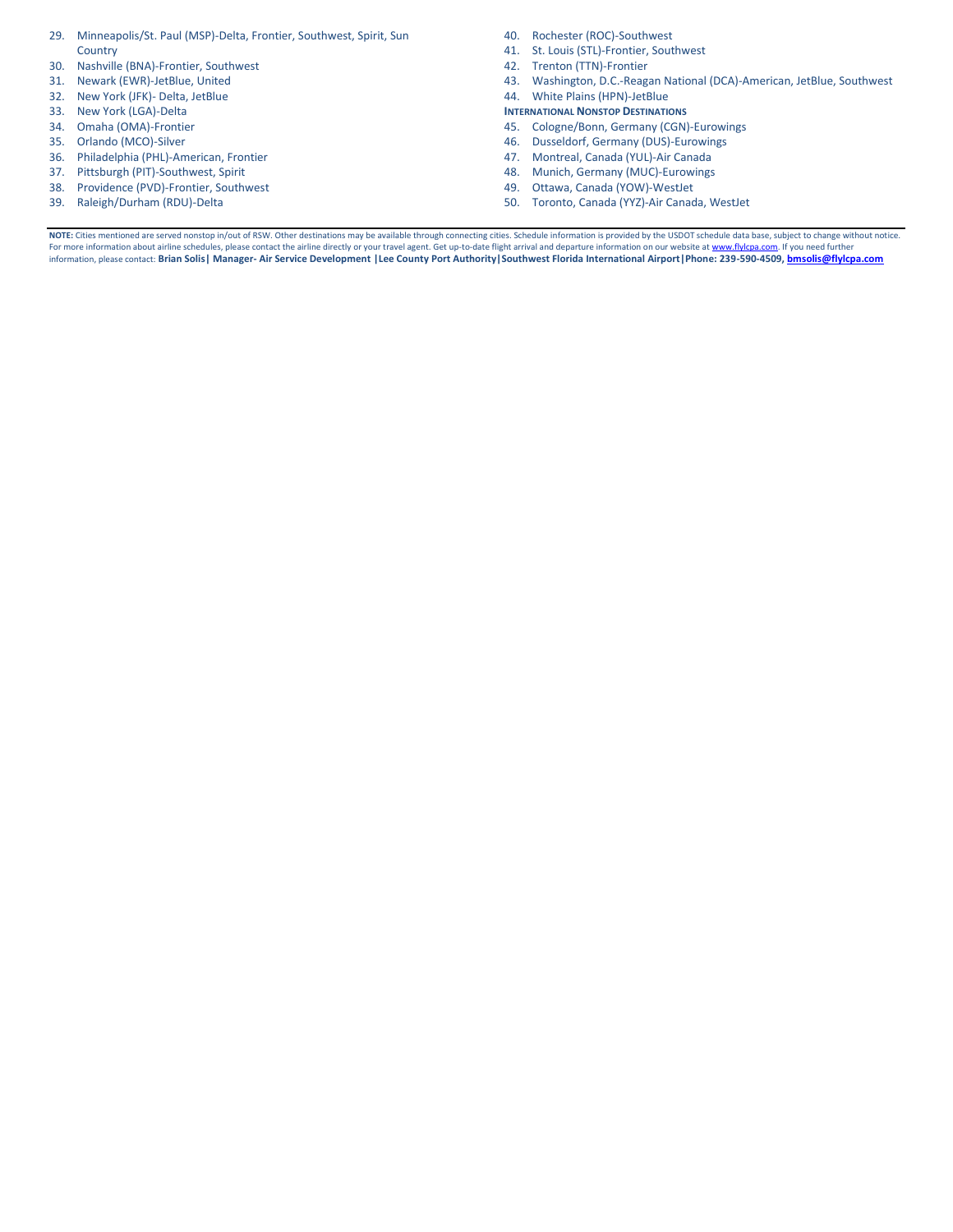29. Minneapolis/St. Paul (MSP)-Delta, Frontier, Southwest, Spirit, Sun Country
30. Nashville (BNA)-Frontier, Southwest
31. Newark (EWR)-JetBlue, United
32. New York (JFK)- Delta, JetBlue
33. New York (LGA)-Delta
34. Omaha (OMA)-Frontier
35. Orlando (MCO)-Silver
36. Philadelphia (PHL)-American, Frontier
37. Pittsburgh (PIT)-Southwest, Spirit
38. Providence (PVD)-Frontier, Southwest
39. Raleigh/Durham (RDU)-Delta
40. Rochester (ROC)-Southwest
41. St. Louis (STL)-Frontier, Southwest
42. Trenton (TTN)-Frontier
43. Washington, D.C.-Reagan National (DCA)-American, JetBlue, Southwest
44. White Plains (HPN)-JetBlue

**INTERNATIONAL NONSTOP DESTINATIONS**

45. Cologne/Bonn, Germany (CGN)-Eurowings
46. Dusseldorf, Germany (DUS)-Eurowings
47. Montreal, Canada (YUL)-Air Canada
48. Munich, Germany (MUC)-Eurowings
49. Ottawa, Canada (YOW)-WestJet
50. Toronto, Canada (YYZ)-Air Canada, WestJet

---

**NOTE:** Cities mentioned are served nonstop in/out of RSW. Other destinations may be available through connecting cities. Schedule information is provided by the USDOT schedule data base, subject to change without notice. For more information about airline schedules, please contact the airline directly or your travel agent. Get up-to-date flight arrival and departure information on our website at www.flylcpa.com. If you need further information, please contact: **Brian Solis| Manager- Air Service Development |Lee County Port Authority|Southwest Florida International Airport|Phone: 239-590-4509, bmsolis@flylcpa.com**